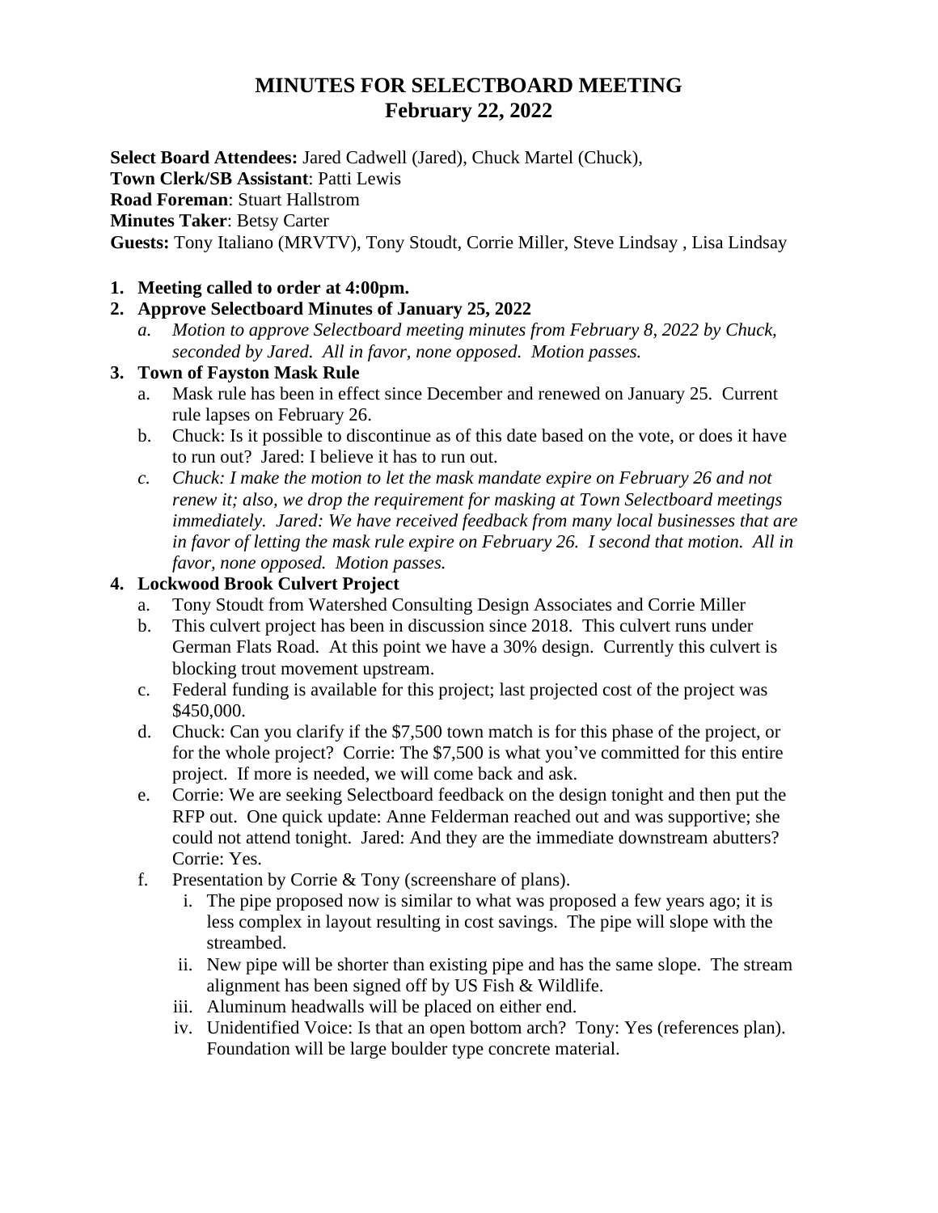# MINUTES FOR SELECTBOARD MEETING
# February 22, 2022

**Select Board Attendees:** Jared Cadwell (Jared), Chuck Martel (Chuck),
**Town Clerk/SB Assistant**: Patti Lewis
**Road Foreman**: Stuart Hallstrom
**Minutes Taker**: Betsy Carter
**Guests:** Tony Italiano (MRVTV), Tony Stoudt, Corrie Miller, Steve Lindsay , Lisa Lindsay

1. **Meeting called to order at 4:00pm.**
2. **Approve Selectboard Minutes of January 25, 2022**
   a. *Motion to approve Selectboard meeting minutes from February 8, 2022 by Chuck, seconded by Jared. All in favor, none opposed. Motion passes.*
3. **Town of Fayston Mask Rule**
   a. Mask rule has been in effect since December and renewed on January 25. Current rule lapses on February 26.
   b. Chuck: Is it possible to discontinue as of this date based on the vote, or does it have to run out? Jared: I believe it has to run out.
   c. *Chuck: I make the motion to let the mask mandate expire on February 26 and not renew it; also, we drop the requirement for masking at Town Selectboard meetings immediately. Jared: We have received feedback from many local businesses that are in favor of letting the mask rule expire on February 26. I second that motion. All in favor, none opposed. Motion passes.*
4. **Lockwood Brook Culvert Project**
   a. Tony Stoudt from Watershed Consulting Design Associates and Corrie Miller
   b. This culvert project has been in discussion since 2018. This culvert runs under German Flats Road. At this point we have a 30% design. Currently this culvert is blocking trout movement upstream.
   c. Federal funding is available for this project; last projected cost of the project was $450,000.
   d. Chuck: Can you clarify if the $7,500 town match is for this phase of the project, or for the whole project? Corrie: The $7,500 is what you've committed for this entire project. If more is needed, we will come back and ask.
   e. Corrie: We are seeking Selectboard feedback on the design tonight and then put the RFP out. One quick update: Anne Felderman reached out and was supportive; she could not attend tonight. Jared: And they are the immediate downstream abutters? Corrie: Yes.
   f. Presentation by Corrie & Tony (screenshare of plans).
      i. The pipe proposed now is similar to what was proposed a few years ago; it is less complex in layout resulting in cost savings. The pipe will slope with the streambed.
      ii. New pipe will be shorter than existing pipe and has the same slope. The stream alignment has been signed off by US Fish & Wildlife.
      iii. Aluminum headwalls will be placed on either end.
      iv. Unidentified Voice: Is that an open bottom arch? Tony: Yes (references plan). Foundation will be large boulder type concrete material.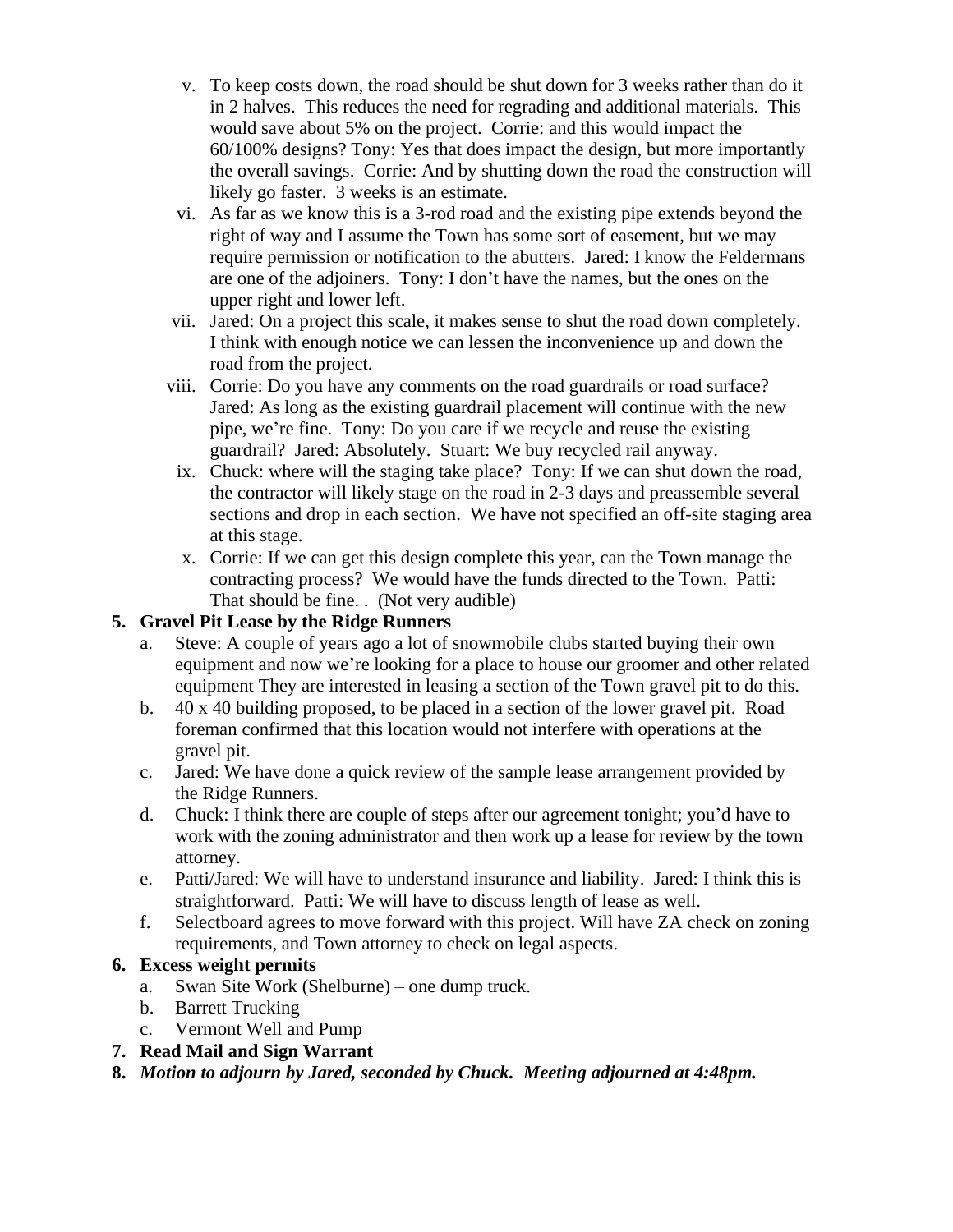v. To keep costs down, the road should be shut down for 3 weeks rather than do it in 2 halves. This reduces the need for regrading and additional materials. This would save about 5% on the project. Corrie: and this would impact the 60/100% designs? Tony: Yes that does impact the design, but more importantly the overall savings. Corrie: And by shutting down the road the construction will likely go faster. 3 weeks is an estimate.

vi. As far as we know this is a 3-rod road and the existing pipe extends beyond the right of way and I assume the Town has some sort of easement, but we may require permission or notification to the abutters. Jared: I know the Feldermans are one of the adjoiners. Tony: I don't have the names, but the ones on the upper right and lower left.

vii. Jared: On a project this scale, it makes sense to shut the road down completely. I think with enough notice we can lessen the inconvenience up and down the road from the project.

viii. Corrie: Do you have any comments on the road guardrails or road surface? Jared: As long as the existing guardrail placement will continue with the new pipe, we're fine. Tony: Do you care if we recycle and reuse the existing guardrail? Jared: Absolutely. Stuart: We buy recycled rail anyway.

ix. Chuck: where will the staging take place? Tony: If we can shut down the road, the contractor will likely stage on the road in 2-3 days and preassemble several sections and drop in each section. We have not specified an off-site staging area at this stage.

x. Corrie: If we can get this design complete this year, can the Town manage the contracting process? We would have the funds directed to the Town. Patti: That should be fine. . (Not very audible)

5. **Gravel Pit Lease by the Ridge Runners**
   a. Steve: A couple of years ago a lot of snowmobile clubs started buying their own equipment and now we're looking for a place to house our groomer and other related equipment They are interested in leasing a section of the Town gravel pit to do this.
   b. 40 x 40 building proposed, to be placed in a section of the lower gravel pit. Road foreman confirmed that this location would not interfere with operations at the gravel pit.
   c. Jared: We have done a quick review of the sample lease arrangement provided by the Ridge Runners.
   d. Chuck: I think there are couple of steps after our agreement tonight; you'd have to work with the zoning administrator and then work up a lease for review by the town attorney.
   e. Patti/Jared: We will have to understand insurance and liability. Jared: I think this is straightforward. Patti: We will have to discuss length of lease as well.
   f. Selectboard agrees to move forward with this project. Will have ZA check on zoning requirements, and Town attorney to check on legal aspects.
6. **Excess weight permits**
   a. Swan Site Work (Shelburne) – one dump truck.
   b. Barrett Trucking
   c. Vermont Well and Pump
7. **Read Mail and Sign Warrant**
8. ***Motion to adjourn by Jared, seconded by Chuck. Meeting adjourned at 4:48pm.***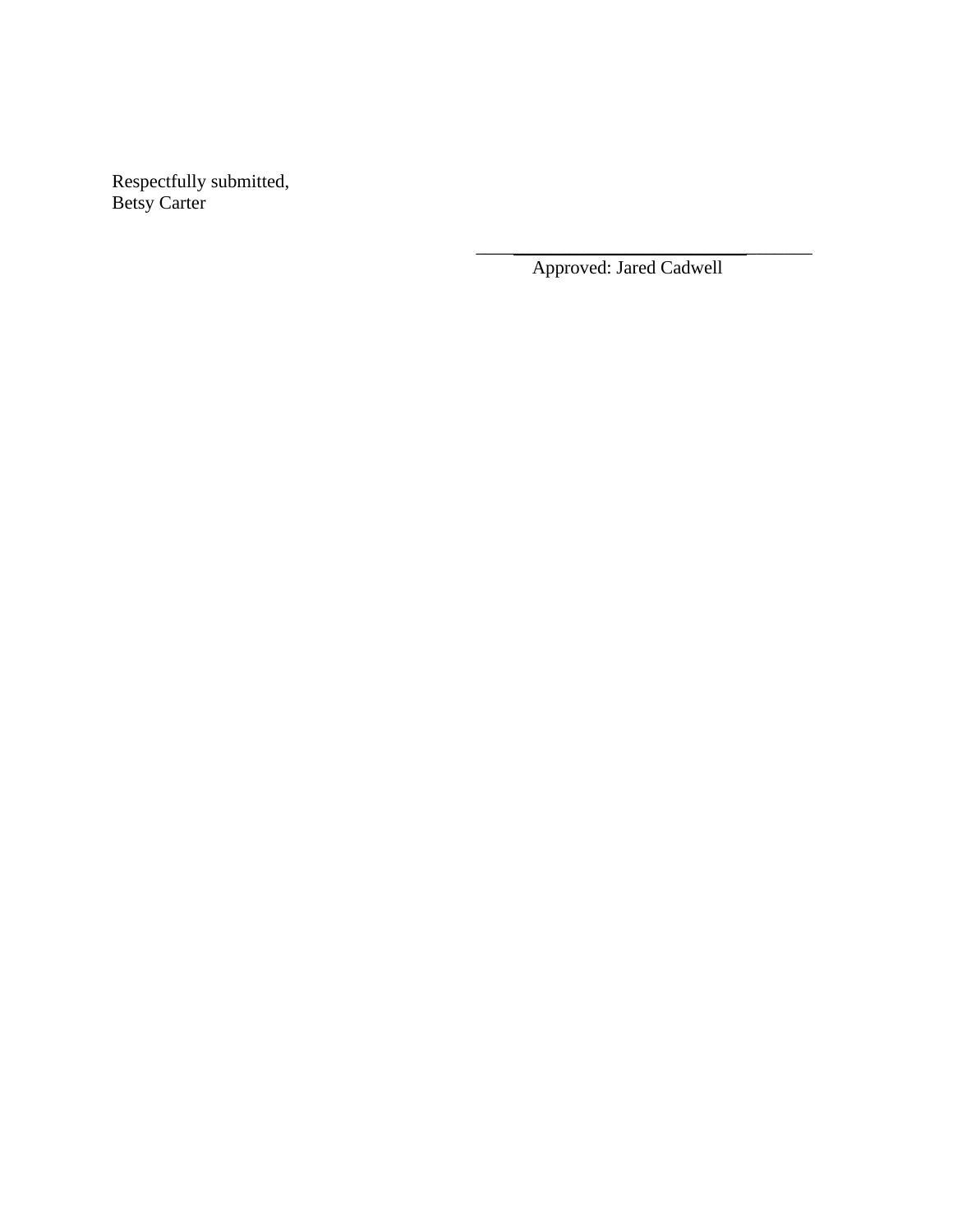Respectfully submitted,
Betsy Carter

\_\_\_\_\_\_\_\_\_\_\_\_\_\_\_\_\_\_\_\_\_\_\_\_\_\_\_\_\_\_\_\_\_\_\_\_\_\_

Approved: Jared Cadwell